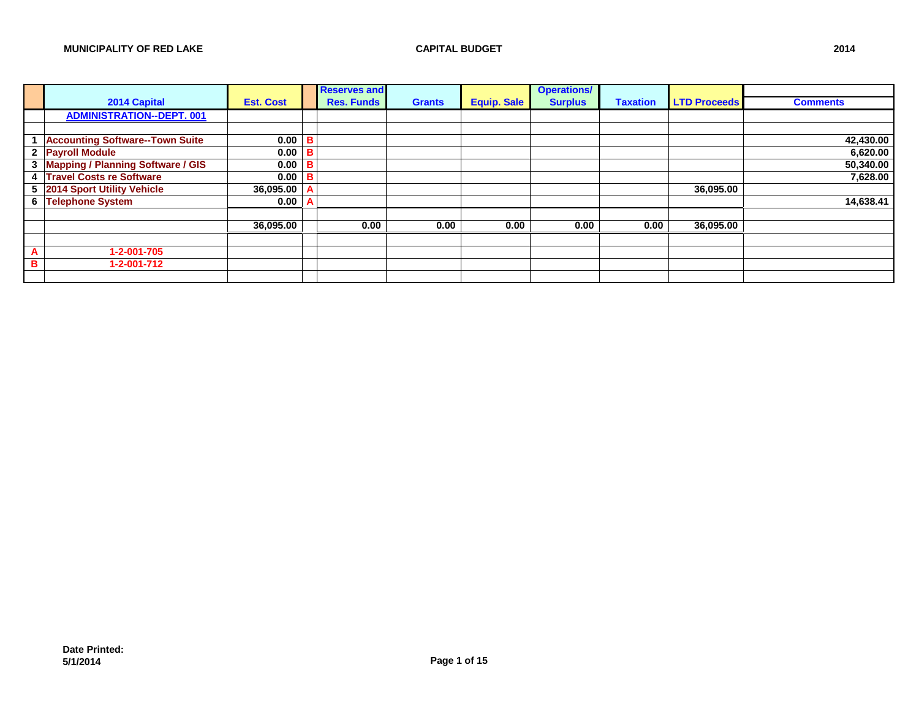**MUNICIPALITY OF RED LAKE** | **CAPITAL BUDGET** | **2014**

| | 2014 Capital | Est. Cost | | Reserves and Res. Funds | Grants | Equip. Sale | Operations/ Surplus | Taxation | LTD Proceeds | Comments |
|---|---|---|---|---|---|---|---|---|---|---|
| | **ADMINISTRATION--DEPT. 001** | | | | | | | | | |
| | | | | | | | | | | |
| 1 | Accounting Software--Town Suite | 0.00 | B | | | | | | | 42,430.00 |
| 2 | Payroll Module | 0.00 | B | | | | | | | 6,620.00 |
| 3 | Mapping / Planning Software / GIS | 0.00 | B | | | | | | | 50,340.00 |
| 4 | Travel Costs re Software | 0.00 | B | | | | | | | 7,628.00 |
| 5 | 2014 Sport Utility Vehicle | 36,095.00 | A | | | | | | 36,095.00 | |
| 6 | Telephone System | 0.00 | A | | | | | | | 14,638.41 |
| | | | | | | | | | | |
| | | 36,095.00 | | 0.00 | 0.00 | 0.00 | 0.00 | 0.00 | 36,095.00 | |
| | | | | | | | | | | |
| A | 1-2-001-705 | | | | | | | | | |
| B | 1-2-001-712 | | | | | | | | | |

**Date Printed:**
**5/1/2014**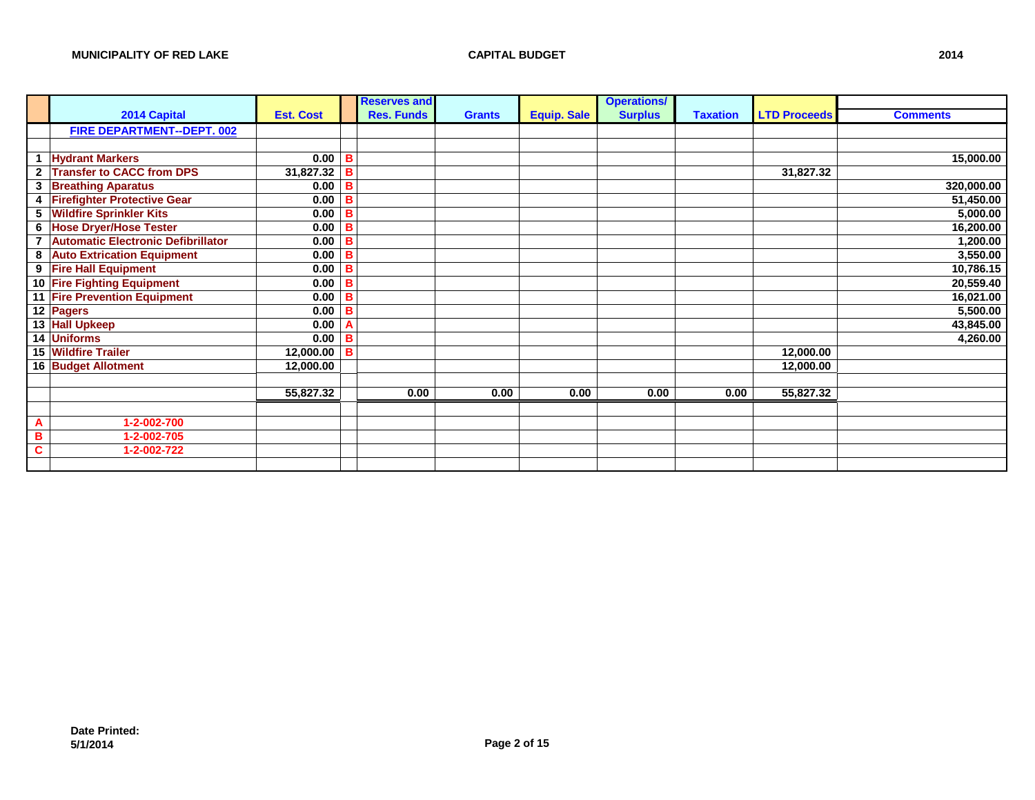**MUNICIPALITY OF RED LAKE** **CAPITAL BUDGET** **2014**

| | 2014 Capital | Est. Cost | | Reserves and Res. Funds | Grants | Equip. Sale | Operations/ Surplus | Taxation | LTD Proceeds | Comments |
|---|---|---|---|---|---|---|---|---|---|---|
| | FIRE DEPARTMENT--DEPT. 002 | | | | | | | | | |
| | | | | | | | | | | |
| 1 | Hydrant Markers | 0.00 | B | | | | | | | 15,000.00 |
| 2 | Transfer to CACC from DPS | 31,827.32 | B | | | | | | 31,827.32 | |
| 3 | Breathing Aparatus | 0.00 | B | | | | | | | 320,000.00 |
| 4 | Firefighter Protective Gear | 0.00 | B | | | | | | | 51,450.00 |
| 5 | Wildfire Sprinkler Kits | 0.00 | B | | | | | | | 5,000.00 |
| 6 | Hose Dryer/Hose Tester | 0.00 | B | | | | | | | 16,200.00 |
| 7 | Automatic Electronic Defibrillator | 0.00 | B | | | | | | | 1,200.00 |
| 8 | Auto Extrication Equipment | 0.00 | B | | | | | | | 3,550.00 |
| 9 | Fire Hall Equipment | 0.00 | B | | | | | | | 10,786.15 |
| 10 | Fire Fighting Equipment | 0.00 | B | | | | | | | 20,559.40 |
| 11 | Fire Prevention Equipment | 0.00 | B | | | | | | | 16,021.00 |
| 12 | Pagers | 0.00 | B | | | | | | | 5,500.00 |
| 13 | Hall Upkeep | 0.00 | A | | | | | | | 43,845.00 |
| 14 | Uniforms | 0.00 | B | | | | | | | 4,260.00 |
| 15 | Wildfire Trailer | 12,000.00 | B | | | | | | 12,000.00 | |
| 16 | Budget Allotment | 12,000.00 | | | | | | | 12,000.00 | |
| | | | | | | | | | | |
| | | 55,827.32 | | 0.00 | 0.00 | 0.00 | 0.00 | 0.00 | 55,827.32 | |
| | | | | | | | | | | |
| A | 1-2-002-700 | | | | | | | | | |
| B | 1-2-002-705 | | | | | | | | | |
| C | 1-2-002-722 | | | | | | | | | |

**Date Printed:**
**5/1/2014**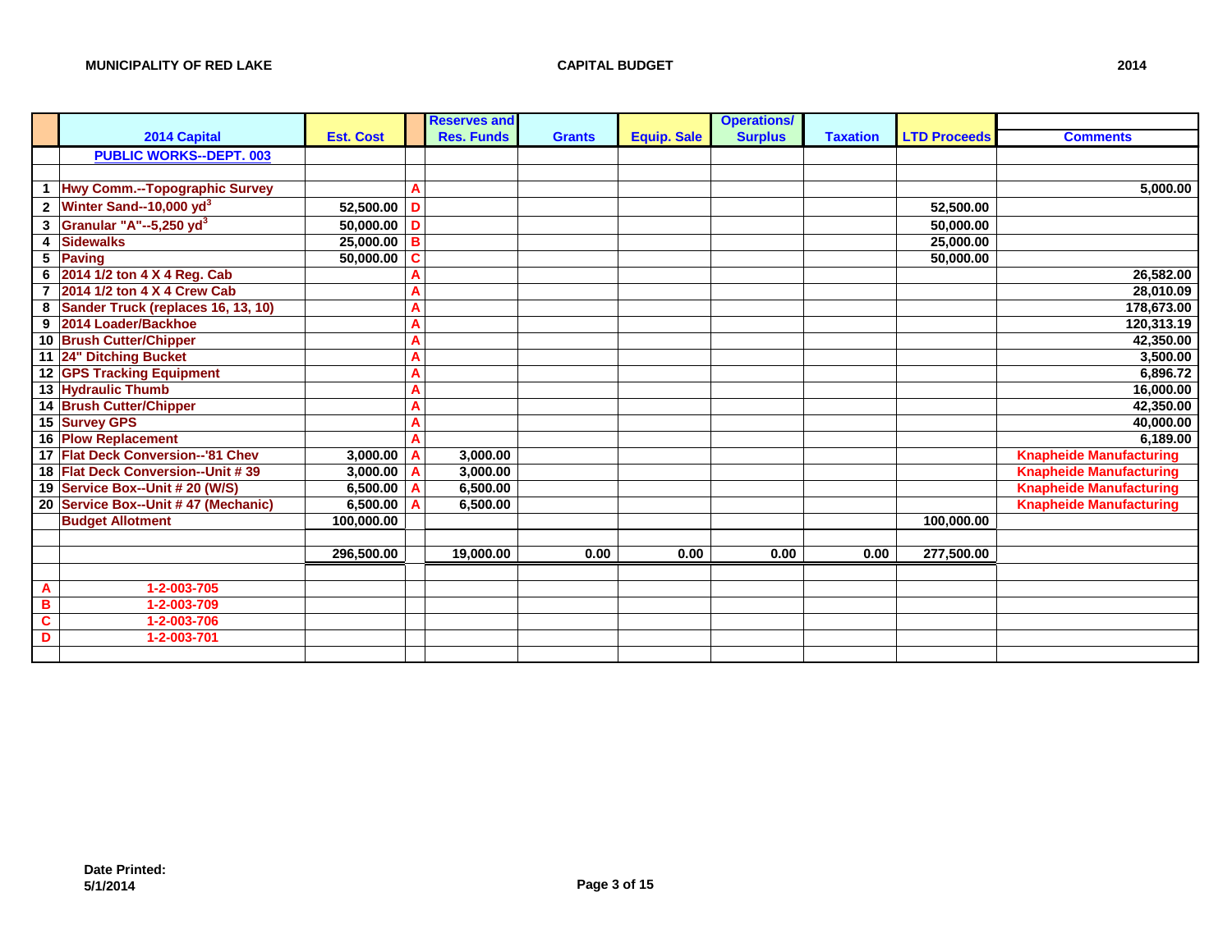**MUNICIPALITY OF RED LAKE** | **CAPITAL BUDGET** | **2014**

| | 2014 Capital | Est. Cost | | Reserves and Res. Funds | Grants | Equip. Sale | Operations/ Surplus | Taxation | LTD Proceeds | Comments |
|---|---|---|---|---|---|---|---|---|---|---|
| | PUBLIC WORKS--DEPT. 003 | | | | | | | | | |
| | | | | | | | | | | |
| 1 | Hwy Comm.--Topographic Survey | | A | | | | | | | 5,000.00 |
| 2 | Winter Sand--10,000 $yd^3$ | 52,500.00 | D | | | | | | 52,500.00 | |
| 3 | Granular "A"--5,250 $yd^3$ | 50,000.00 | D | | | | | | 50,000.00 | |
| 4 | Sidewalks | 25,000.00 | B | | | | | | 25,000.00 | |
| 5 | Paving | 50,000.00 | C | | | | | | 50,000.00 | |
| 6 | 2014 1/2 ton 4 X 4 Reg. Cab | | A | | | | | | | 26,582.00 |
| 7 | 2014 1/2 ton 4 X 4 Crew Cab | | A | | | | | | | 28,010.09 |
| 8 | Sander Truck (replaces 16, 13, 10) | | A | | | | | | | 178,673.00 |
| 9 | 2014 Loader/Backhoe | | A | | | | | | | 120,313.19 |
| 10 | Brush Cutter/Chipper | | A | | | | | | | 42,350.00 |
| 11 | 24" Ditching Bucket | | A | | | | | | | 3,500.00 |
| 12 | GPS Tracking Equipment | | A | | | | | | | 6,896.72 |
| 13 | Hydraulic Thumb | | A | | | | | | | 16,000.00 |
| 14 | Brush Cutter/Chipper | | A | | | | | | | 42,350.00 |
| 15 | Survey GPS | | A | | | | | | | 40,000.00 |
| 16 | Plow Replacement | | A | | | | | | | 6,189.00 |
| 17 | Flat Deck Conversion--'81 Chev | 3,000.00 | A | 3,000.00 | | | | | | Knapheide Manufacturing |
| 18 | Flat Deck Conversion--Unit # 39 | 3,000.00 | A | 3,000.00 | | | | | | Knapheide Manufacturing |
| 19 | Service Box--Unit # 20 (W/S) | 6,500.00 | A | 6,500.00 | | | | | | Knapheide Manufacturing |
| 20 | Service Box--Unit # 47 (Mechanic) | 6,500.00 | A | 6,500.00 | | | | | | Knapheide Manufacturing |
| | Budget Allotment | 100,000.00 | | | | | | | 100,000.00 | |
| | | | | | | | | | | |
| | | 296,500.00 | | 19,000.00 | 0.00 | 0.00 | 0.00 | 0.00 | 277,500.00 | |
| | | | | | | | | | | |
| A | 1-2-003-705 | | | | | | | | | |
| B | 1-2-003-709 | | | | | | | | | |
| C | 1-2-003-706 | | | | | | | | | |
| D | 1-2-003-701 | | | | | | | | | |

**Date Printed:**
**5/1/2014**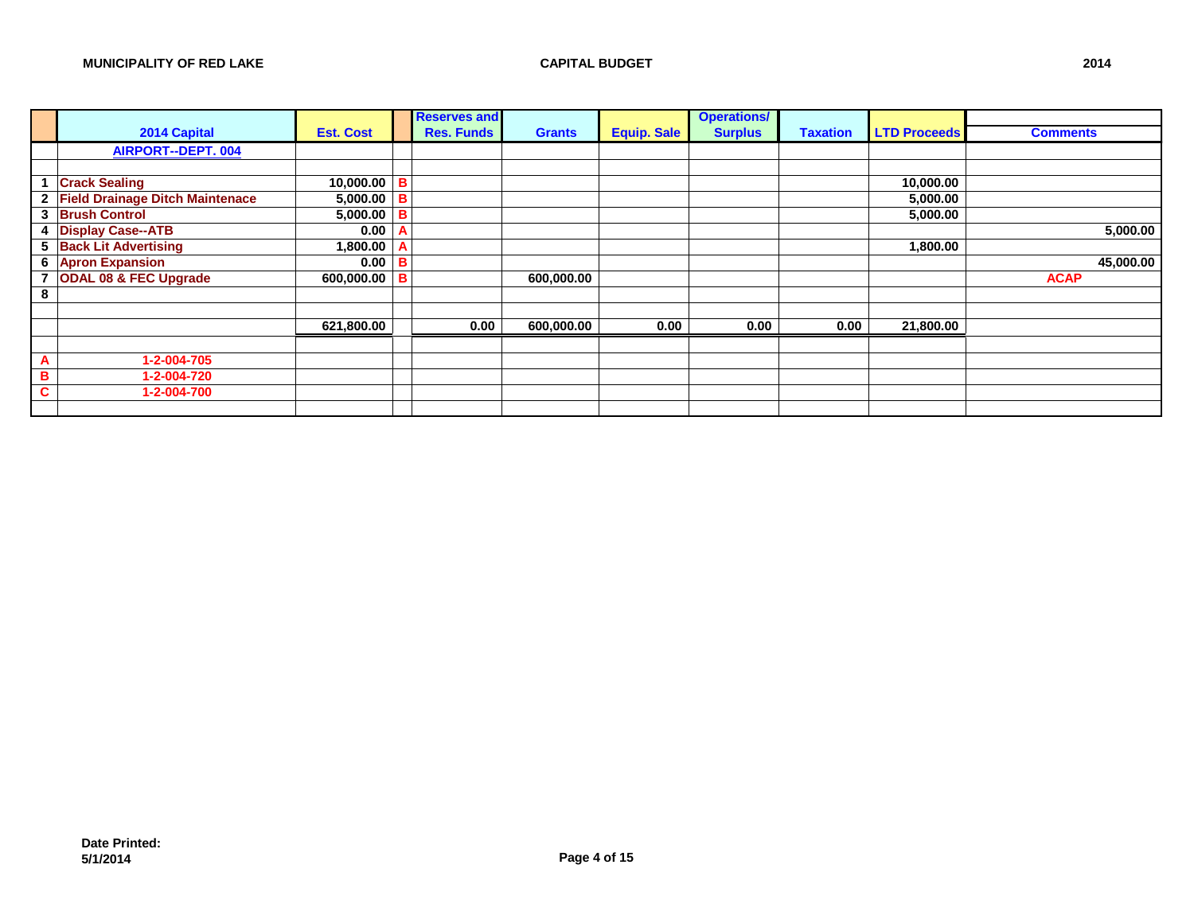**MUNICIPALITY OF RED LAKE** | **CAPITAL BUDGET** | **2014**

| | 2014 Capital | Est. Cost | | Reserves and Res. Funds | Grants | Equip. Sale | Operations/ Surplus | Taxation | LTD Proceeds | Comments |
|---|---|---|---|---|---|---|---|---|---|---|
| | AIRPORT--DEPT. 004 | | | | | | | | | |
| | | | | | | | | | | |
| 1 | Crack Sealing | 10,000.00 | B | | | | | | 10,000.00 | |
| 2 | Field Drainage Ditch Maintenace | 5,000.00 | B | | | | | | 5,000.00 | |
| 3 | Brush Control | 5,000.00 | B | | | | | | 5,000.00 | |
| 4 | Display Case--ATB | 0.00 | A | | | | | | | 5,000.00 |
| 5 | Back Lit Advertising | 1,800.00 | A | | | | | | 1,800.00 | |
| 6 | Apron Expansion | 0.00 | B | | | | | | | 45,000.00 |
| 7 | ODAL 08 & FEC Upgrade | 600,000.00 | B | | 600,000.00 | | | | | ACAP |
| 8 | | | | | | | | | | |
| | | | | | | | | | | |
| | | 621,800.00 | | 0.00 | 600,000.00 | 0.00 | 0.00 | 0.00 | 21,800.00 | |
| | | | | | | | | | | |
| A | 1-2-004-705 | | | | | | | | | |
| B | 1-2-004-720 | | | | | | | | | |
| C | 1-2-004-700 | | | | | | | | | |

**Date Printed:**
**5/1/2014**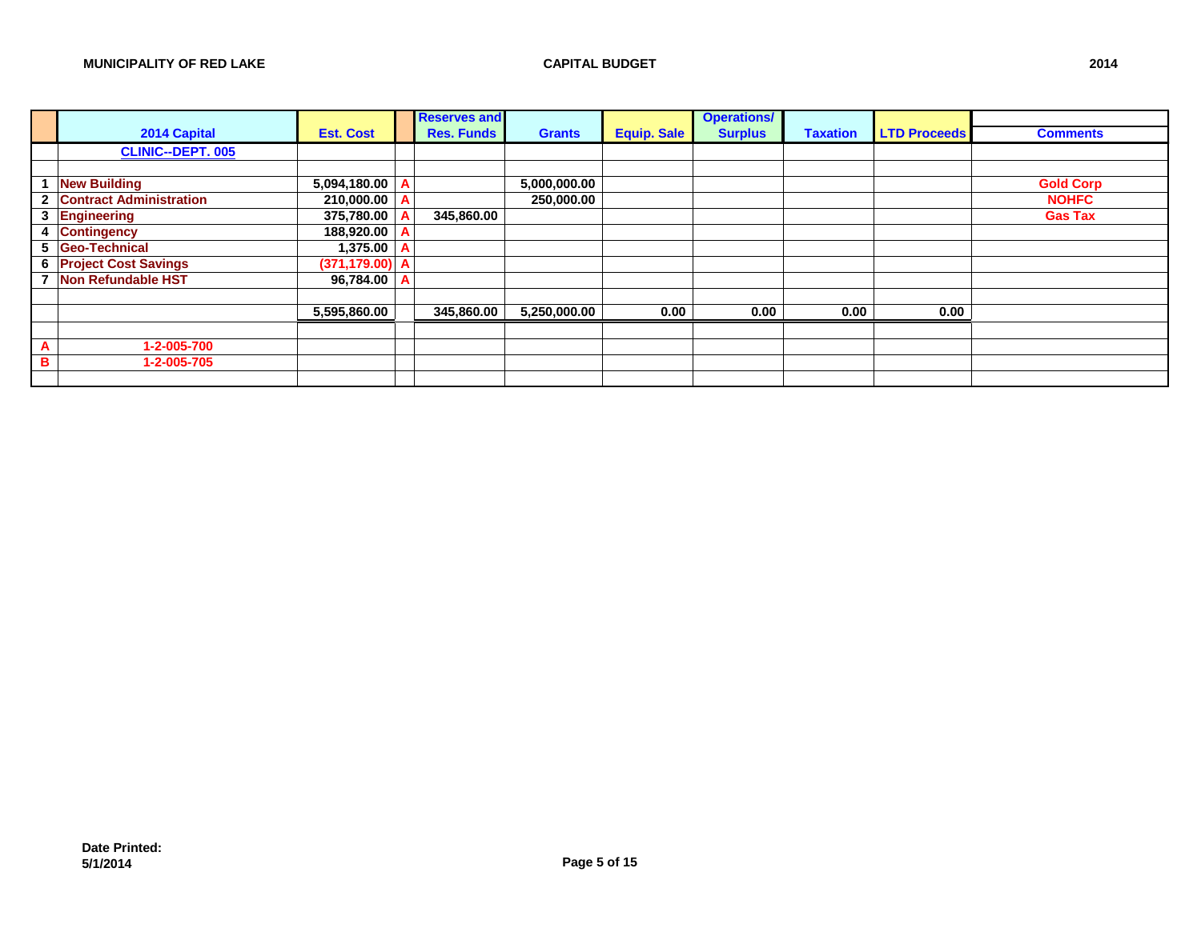**MUNICIPALITY OF RED LAKE** **CAPITAL BUDGET** **2014**

| | 2014 Capital | Est. Cost | | Reserves and Res. Funds | Grants | Equip. Sale | Operations/ Surplus | Taxation | LTD Proceeds | Comments |
|---|---|---|---|---|---|---|---|---|---|---|
| | CLINIC--DEPT. 005 | | | | | | | | | |
| | | | | | | | | | | |
| 1 | New Building | 5,094,180.00 | A | | 5,000,000.00 | | | | | Gold Corp |
| 2 | Contract Administration | 210,000.00 | A | | 250,000.00 | | | | | NOHFC |
| 3 | Engineering | 375,780.00 | A | 345,860.00 | | | | | | Gas Tax |
| 4 | Contingency | 188,920.00 | A | | | | | | | |
| 5 | Geo-Technical | 1,375.00 | A | | | | | | | |
| 6 | Project Cost Savings | (371,179.00) | A | | | | | | | |
| 7 | Non Refundable HST | 96,784.00 | A | | | | | | | |
| | | | | | | | | | | |
| | | 5,595,860.00 | | 345,860.00 | 5,250,000.00 | 0.00 | 0.00 | 0.00 | 0.00 | |
| | | | | | | | | | | |
| A | 1-2-005-700 | | | | | | | | | |
| B | 1-2-005-705 | | | | | | | | | |
| | | | | | | | | | | |

**Date Printed:**
**5/1/2014**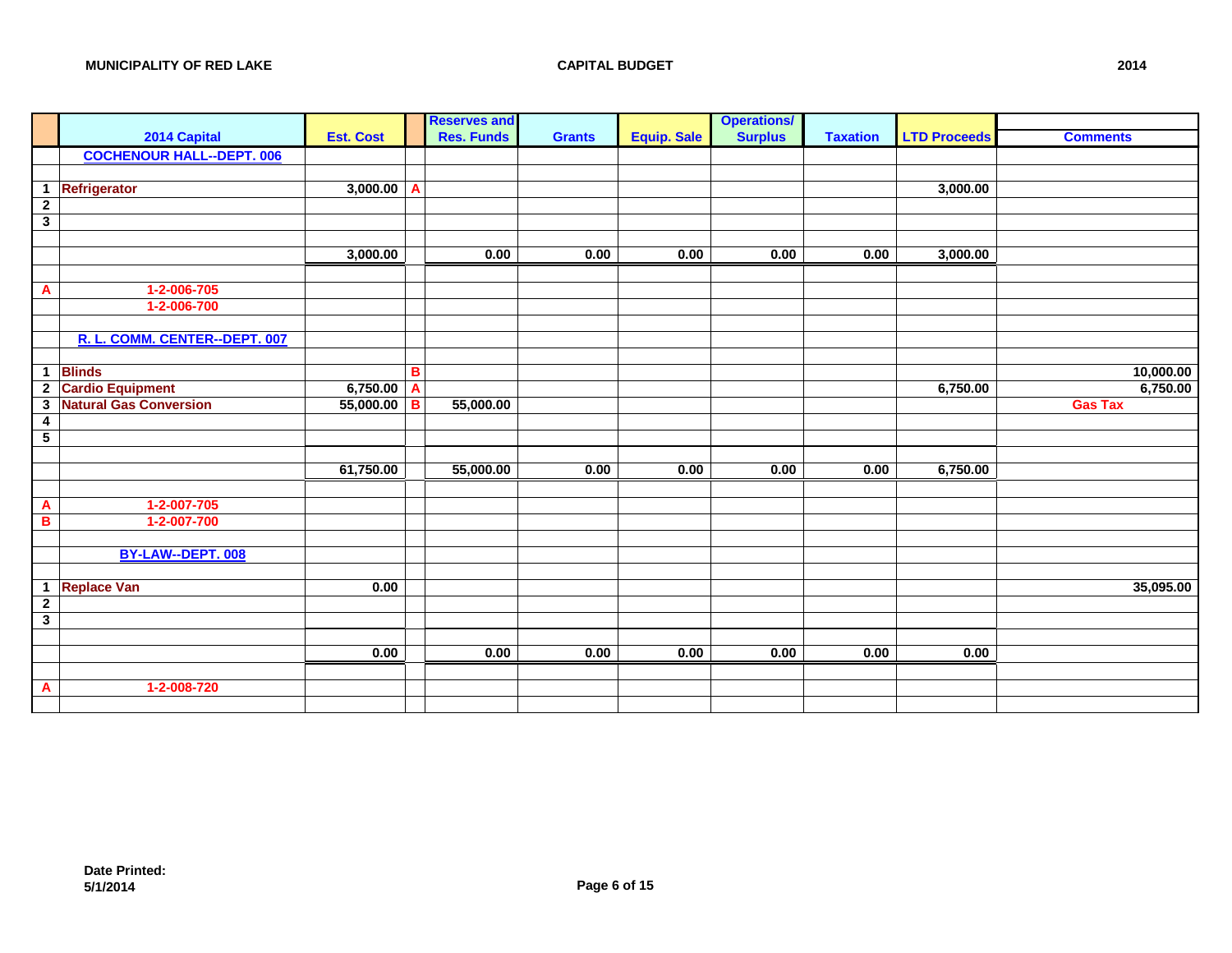**MUNICIPALITY OF RED LAKE** **CAPITAL BUDGET** **2014**

| | 2014 Capital | Est. Cost | | Reserves and Res. Funds | Grants | Equip. Sale | Operations/ Surplus | Taxation | LTD Proceeds | Comments |
|---|---|---|---|---|---|---|---|---|---|---|
| | **COCHENOUR HALL--DEPT. 006** | | | | | | | | | |
| | | | | | | | | | | |
| 1 | Refrigerator | 3,000.00 | A | | | | | | 3,000.00 | |
| 2 | | | | | | | | | | |
| 3 | | | | | | | | | | |
| | | | | | | | | | | |
| | | 3,000.00 | | 0.00 | 0.00 | 0.00 | 0.00 | 0.00 | 3,000.00 | |
| | | | | | | | | | | |
| A | 1-2-006-705 | | | | | | | | | |
| | 1-2-006-700 | | | | | | | | | |
| | | | | | | | | | | |
| | **R. L. COMM. CENTER--DEPT. 007** | | | | | | | | | |
| | | | | | | | | | | |
| 1 | Blinds | | B | | | | | | | 10,000.00 |
| 2 | Cardio Equipment | 6,750.00 | A | | | | | | 6,750.00 | 6,750.00 |
| 3 | Natural Gas Conversion | 55,000.00 | B | 55,000.00 | | | | | | Gas Tax |
| 4 | | | | | | | | | | |
| 5 | | | | | | | | | | |
| | | | | | | | | | | |
| | | 61,750.00 | | 55,000.00 | 0.00 | 0.00 | 0.00 | 0.00 | 6,750.00 | |
| | | | | | | | | | | |
| A | 1-2-007-705 | | | | | | | | | |
| B | 1-2-007-700 | | | | | | | | | |
| | | | | | | | | | | |
| | **BY-LAW--DEPT. 008** | | | | | | | | | |
| | | | | | | | | | | |
| 1 | Replace Van | 0.00 | | | | | | | | 35,095.00 |
| 2 | | | | | | | | | | |
| 3 | | | | | | | | | | |
| | | | | | | | | | | |
| | | 0.00 | | 0.00 | 0.00 | 0.00 | 0.00 | 0.00 | 0.00 | |
| | | | | | | | | | | |
| A | 1-2-008-720 | | | | | | | | | |
| | | | | | | | | | | |

**Date Printed:**
**5/1/2014**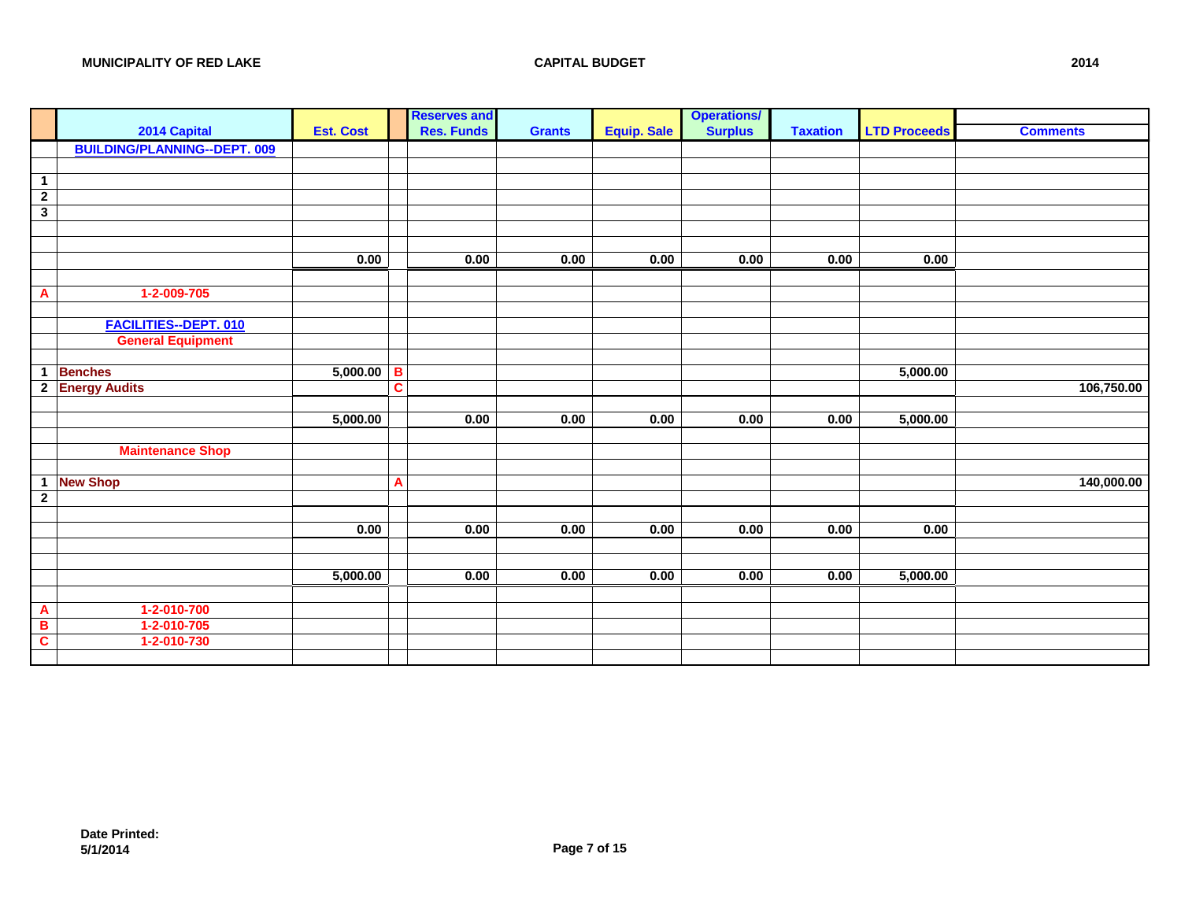**MUNICIPALITY OF RED LAKE** | **CAPITAL BUDGET** | **2014**

| | 2014 Capital | Est. Cost | | Reserves and Res. Funds | Grants | Equip. Sale | Operations/ Surplus | Taxation | LTD Proceeds | Comments |
|---|---|---|---|---|---|---|---|---|---|---|
| | BUILDING/PLANNING--DEPT. 009 | | | | | | | | | |
| | | | | | | | | | | |
| 1 | | | | | | | | | | |
| 2 | | | | | | | | | | |
| 3 | | | | | | | | | | |
| | | | | | | | | | | |
| | | | | | | | | | | |
| | | 0.00 | | 0.00 | 0.00 | 0.00 | 0.00 | 0.00 | 0.00 | |
| | | | | | | | | | | |
| A | 1-2-009-705 | | | | | | | | | |
| | | | | | | | | | | |
| | FACILITIES--DEPT. 010 | | | | | | | | | |
| | General Equipment | | | | | | | | | |
| | | | | | | | | | | |
| 1 | Benches | 5,000.00 | B | | | | | | 5,000.00 | |
| 2 | Energy Audits | | C | | | | | | | 106,750.00 |
| | | | | | | | | | | |
| | | 5,000.00 | | 0.00 | 0.00 | 0.00 | 0.00 | 0.00 | 5,000.00 | |
| | | | | | | | | | | |
| | Maintenance Shop | | | | | | | | | |
| | | | | | | | | | | |
| 1 | New Shop | | A | | | | | | | 140,000.00 |
| 2 | | | | | | | | | | |
| | | | | | | | | | | |
| | | 0.00 | | 0.00 | 0.00 | 0.00 | 0.00 | 0.00 | 0.00 | |
| | | | | | | | | | | |
| | | | | | | | | | | |
| | | 5,000.00 | | 0.00 | 0.00 | 0.00 | 0.00 | 0.00 | 5,000.00 | |
| | | | | | | | | | | |
| A | 1-2-010-700 | | | | | | | | | |
| B | 1-2-010-705 | | | | | | | | | |
| C | 1-2-010-730 | | | | | | | | | |

**Date Printed:**
**5/1/2014**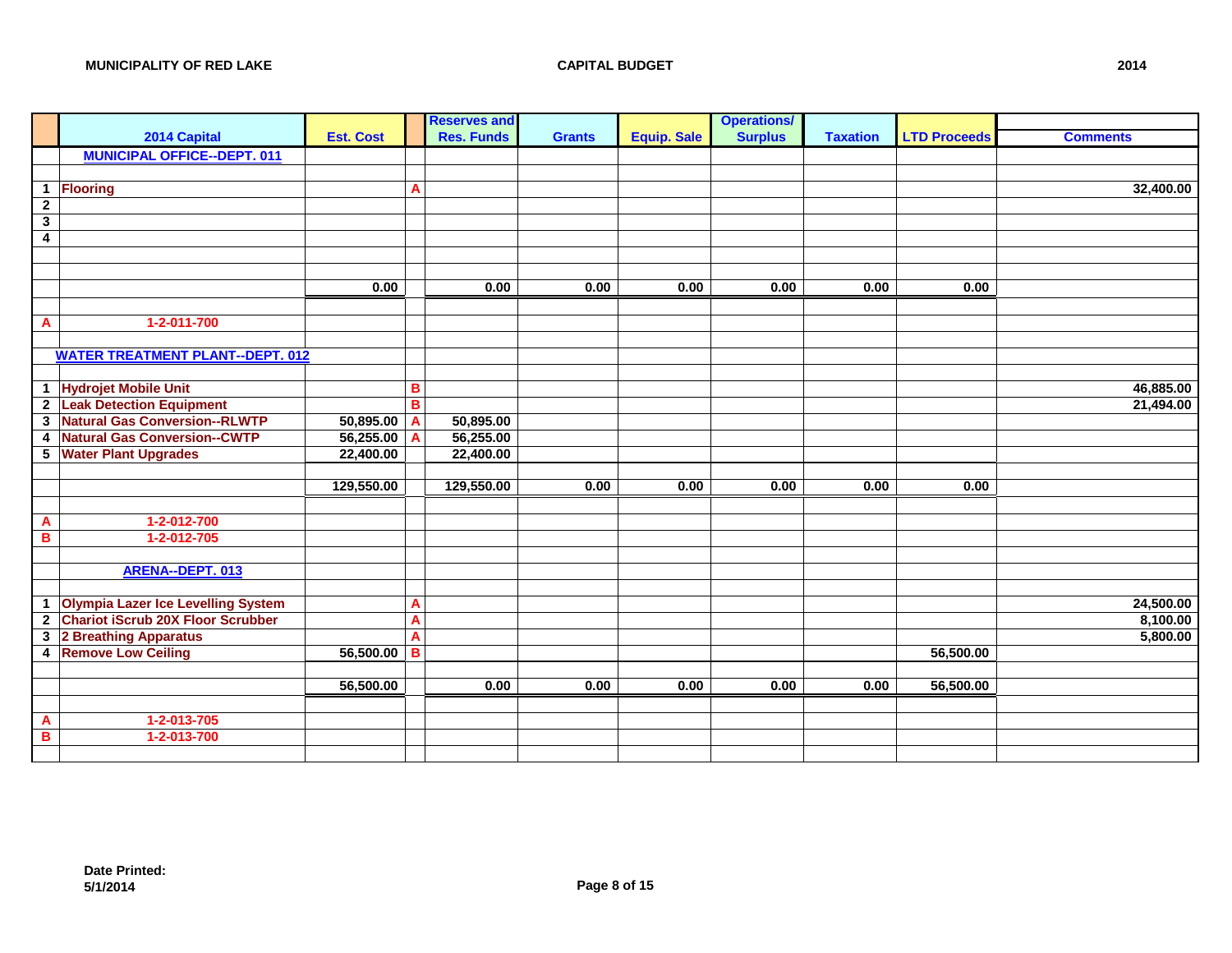**MUNICIPALITY OF RED LAKE** **CAPITAL BUDGET** **2014**

| | 2014 Capital | Est. Cost | | Reserves and Res. Funds | Grants | Equip. Sale | Operations/ Surplus | Taxation | LTD Proceeds | Comments |
|---|---|---|---|---|---|---|---|---|---|---|
| | **MUNICIPAL OFFICE--DEPT. 011** | | | | | | | | | |
| | | | | | | | | | | |
| 1 | Flooring | | A | | | | | | | 32,400.00 |
| 2 | | | | | | | | | | |
| 3 | | | | | | | | | | |
| 4 | | | | | | | | | | |
| | | | | | | | | | | |
| | | | | | | | | | | |
| | | 0.00 | | 0.00 | 0.00 | 0.00 | 0.00 | 0.00 | 0.00 | |
| | | | | | | | | | | |
| A | 1-2-011-700 | | | | | | | | | |
| | | | | | | | | | | |
| | **WATER TREATMENT PLANT--DEPT. 012** | | | | | | | | | |
| | | | | | | | | | | |
| 1 | Hydrojet Mobile Unit | | B | | | | | | | 46,885.00 |
| 2 | Leak Detection Equipment | | B | | | | | | | 21,494.00 |
| 3 | Natural Gas Conversion--RLWTP | 50,895.00 | A | 50,895.00 | | | | | | |
| 4 | Natural Gas Conversion--CWTP | 56,255.00 | A | 56,255.00 | | | | | | |
| 5 | Water Plant Upgrades | 22,400.00 | | 22,400.00 | | | | | | |
| | | | | | | | | | | |
| | | 129,550.00 | | 129,550.00 | 0.00 | 0.00 | 0.00 | 0.00 | 0.00 | |
| | | | | | | | | | | |
| A | 1-2-012-700 | | | | | | | | | |
| B | 1-2-012-705 | | | | | | | | | |
| | | | | | | | | | | |
| | **ARENA--DEPT. 013** | | | | | | | | | |
| | | | | | | | | | | |
| 1 | Olympia Lazer Ice Levelling System | | A | | | | | | | 24,500.00 |
| 2 | Chariot iScrub 20X Floor Scrubber | | A | | | | | | | 8,100.00 |
| 3 | 2 Breathing Apparatus | | A | | | | | | | 5,800.00 |
| 4 | Remove Low Ceiling | 56,500.00 | B | | | | | | 56,500.00 | |
| | | | | | | | | | | |
| | | 56,500.00 | | 0.00 | 0.00 | 0.00 | 0.00 | 0.00 | 56,500.00 | |
| | | | | | | | | | | |
| A | 1-2-013-705 | | | | | | | | | |
| B | 1-2-013-700 | | | | | | | | | |

**Date Printed:**
**5/1/2014**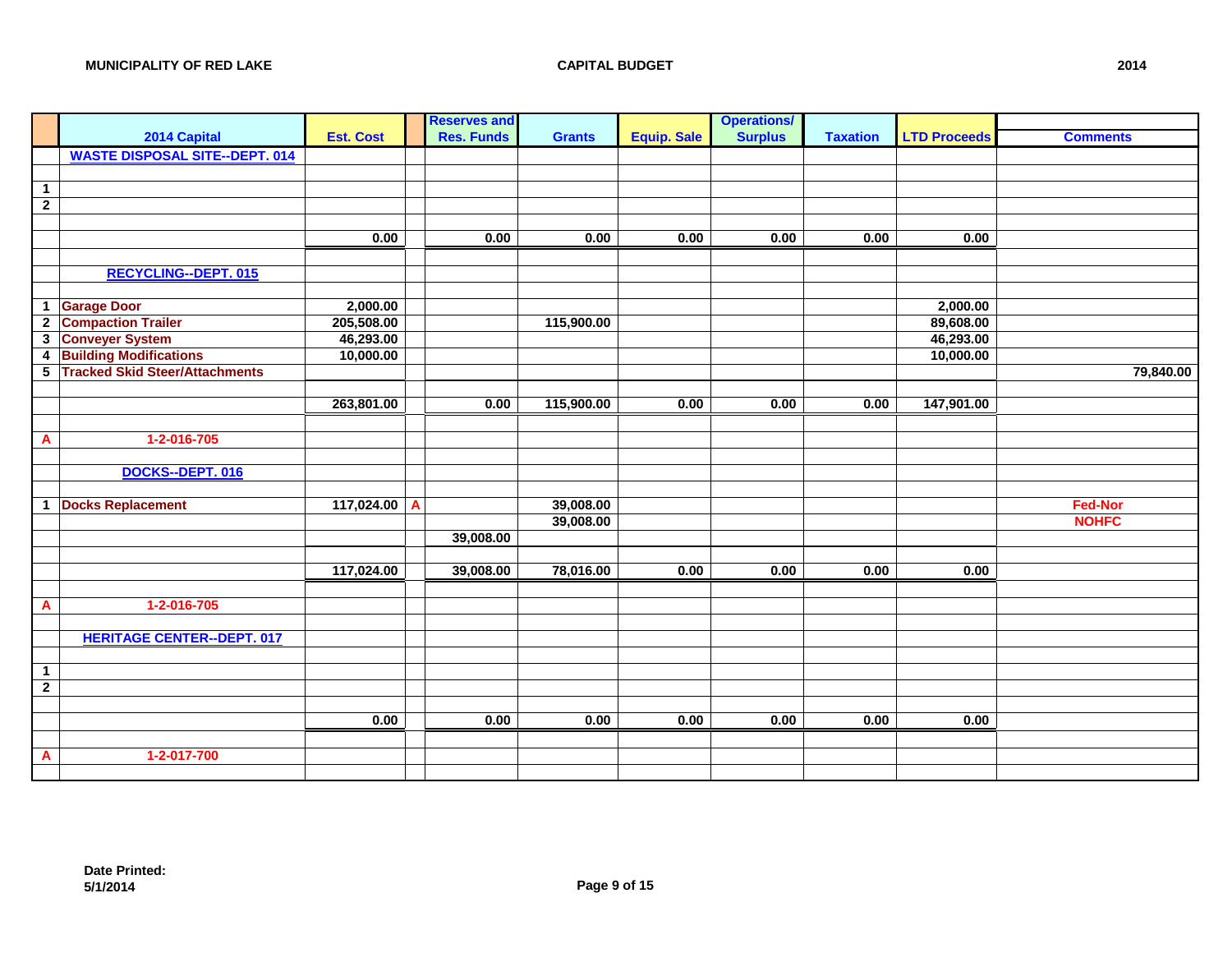MUNICIPALITY OF RED LAKE | CAPITAL BUDGET | 2014

| | 2014 Capital | Est. Cost | | Reserves and Res. Funds | Grants | Equip. Sale | Operations/ Surplus | Taxation | LTD Proceeds | Comments |
|---|---|---|---|---|---|---|---|---|---|---|
| | WASTE DISPOSAL SITE--DEPT. 014 | | | | | | | | | |
| | | | | | | | | | | |
| 1 | | | | | | | | | | |
| 2 | | | | | | | | | | |
| | | | | | | | | | | |
| | | 0.00 | | 0.00 | 0.00 | 0.00 | 0.00 | 0.00 | 0.00 | |
| | | | | | | | | | | |
| | RECYCLING--DEPT. 015 | | | | | | | | | |
| | | | | | | | | | | |
| 1 | Garage Door | 2,000.00 | | | | | | | 2,000.00 | |
| 2 | Compaction Trailer | 205,508.00 | | | 115,900.00 | | | | 89,608.00 | |
| 3 | Conveyer System | 46,293.00 | | | | | | | 46,293.00 | |
| 4 | Building Modifications | 10,000.00 | | | | | | | 10,000.00 | |
| 5 | Tracked Skid Steer/Attachments | | | | | | | | | 79,840.00 |
| | | | | | | | | | | |
| | | 263,801.00 | | 0.00 | 115,900.00 | 0.00 | 0.00 | 0.00 | 147,901.00 | |
| | | | | | | | | | | |
| A | 1-2-016-705 | | | | | | | | | |
| | | | | | | | | | | |
| | DOCKS--DEPT. 016 | | | | | | | | | |
| | | | | | | | | | | |
| 1 | Docks Replacement | 117,024.00 | A | | 39,008.00 | | | | | Fed-Nor |
| | | | | | 39,008.00 | | | | | NOHFC |
| | | | | 39,008.00 | | | | | | |
| | | | | | | | | | | |
| | | 117,024.00 | | 39,008.00 | 78,016.00 | 0.00 | 0.00 | 0.00 | 0.00 | |
| | | | | | | | | | | |
| A | 1-2-016-705 | | | | | | | | | |
| | | | | | | | | | | |
| | HERITAGE CENTER--DEPT. 017 | | | | | | | | | |
| | | | | | | | | | | |
| 1 | | | | | | | | | | |
| 2 | | | | | | | | | | |
| | | | | | | | | | | |
| | | 0.00 | | 0.00 | 0.00 | 0.00 | 0.00 | 0.00 | 0.00 | |
| | | | | | | | | | | |
| A | 1-2-017-700 | | | | | | | | | |
| | | | | | | | | | | |

Date Printed:
5/1/2014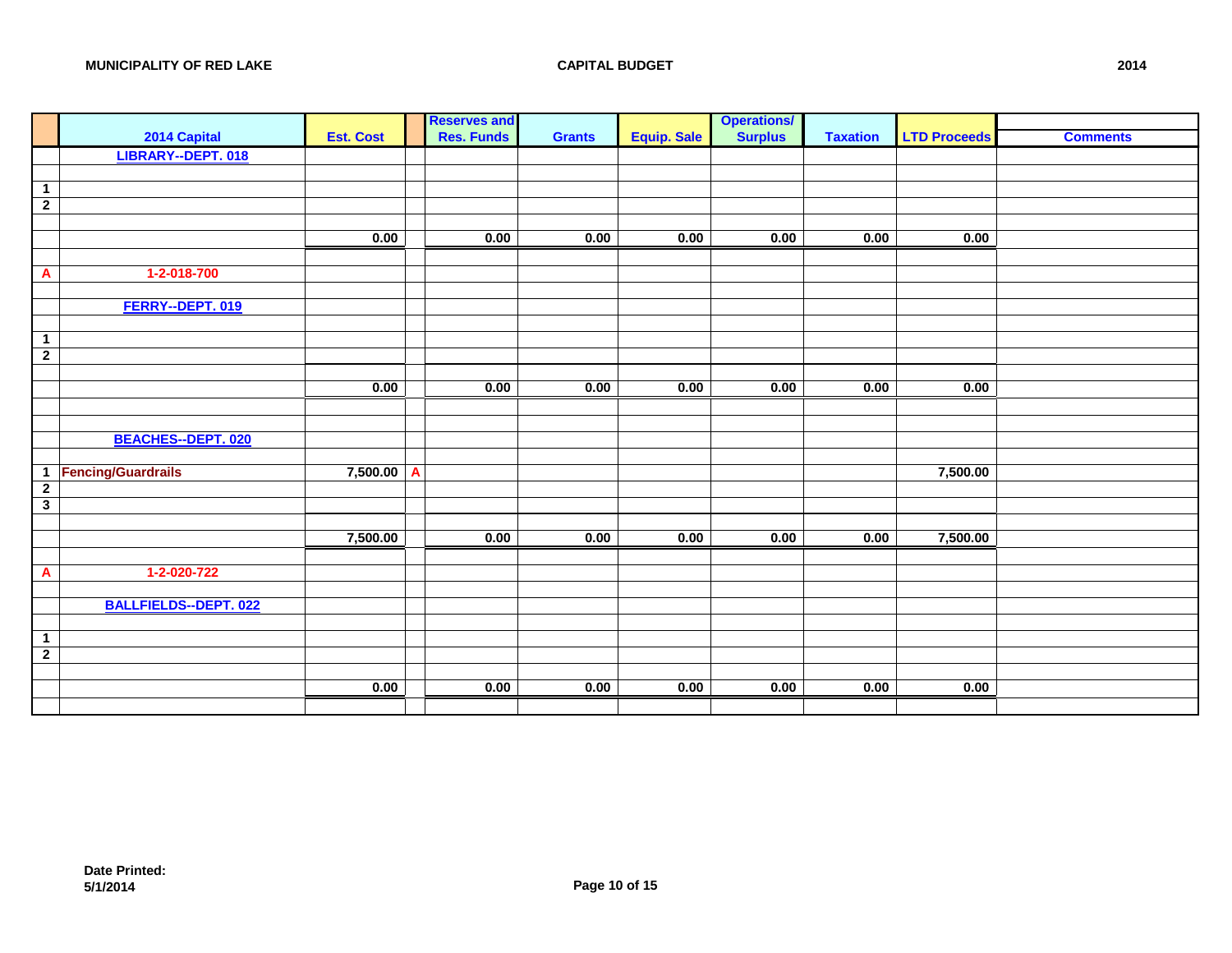**MUNICIPALITY OF RED LAKE** — **CAPITAL BUDGET** — **2014**

| | 2014 Capital | Est. Cost | | Reserves and Res. Funds | Grants | Equip. Sale | Operations/ Surplus | Taxation | LTD Proceeds | Comments |
|---|---|---|---|---|---|---|---|---|---|---|
| | LIBRARY--DEPT. 018 | | | | | | | | | |
| | | | | | | | | | | |
| 1 | | | | | | | | | | |
| 2 | | | | | | | | | | |
| | | | | | | | | | | |
| | | 0.00 | | 0.00 | 0.00 | 0.00 | 0.00 | 0.00 | 0.00 | |
| | | | | | | | | | | |
| A | 1-2-018-700 | | | | | | | | | |
| | | | | | | | | | | |
| | FERRY--DEPT. 019 | | | | | | | | | |
| | | | | | | | | | | |
| 1 | | | | | | | | | | |
| 2 | | | | | | | | | | |
| | | | | | | | | | | |
| | | 0.00 | | 0.00 | 0.00 | 0.00 | 0.00 | 0.00 | 0.00 | |
| | | | | | | | | | | |
| | | | | | | | | | | |
| | BEACHES--DEPT. 020 | | | | | | | | | |
| | | | | | | | | | | |
| 1 | Fencing/Guardrails | 7,500.00 | A | | | | | | 7,500.00 | |
| 2 | | | | | | | | | | |
| 3 | | | | | | | | | | |
| | | | | | | | | | | |
| | | 7,500.00 | | 0.00 | 0.00 | 0.00 | 0.00 | 0.00 | 7,500.00 | |
| | | | | | | | | | | |
| A | 1-2-020-722 | | | | | | | | | |
| | | | | | | | | | | |
| | BALLFIELDS--DEPT. 022 | | | | | | | | | |
| | | | | | | | | | | |
| 1 | | | | | | | | | | |
| 2 | | | | | | | | | | |
| | | | | | | | | | | |
| | | 0.00 | | 0.00 | 0.00 | 0.00 | 0.00 | 0.00 | 0.00 | |
| | | | | | | | | | | |

**Date Printed:**
**5/1/2014**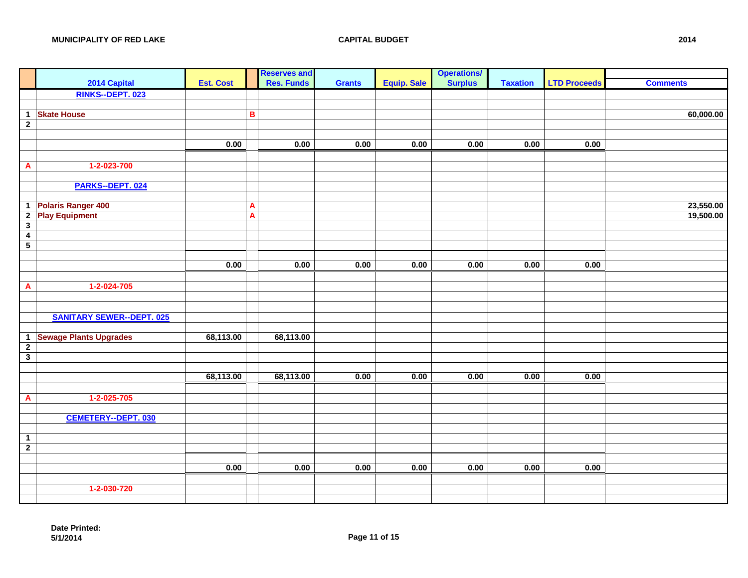**MUNICIPALITY OF RED LAKE** **CAPITAL BUDGET** **2014**

| | 2014 Capital | Est. Cost | | Reserves and Res. Funds | Grants | Equip. Sale | Operations/ Surplus | Taxation | LTD Proceeds | Comments |
|---|---|---|---|---|---|---|---|---|---|---|
| | RINKS--DEPT. 023 | | | | | | | | | |
| | | | | | | | | | | |
| 1 | Skate House | | B | | | | | | | 60,000.00 |
| 2 | | | | | | | | | | |
| | | | | | | | | | | |
| | | 0.00 | | 0.00 | 0.00 | 0.00 | 0.00 | 0.00 | 0.00 | |
| | | | | | | | | | | |
| A | 1-2-023-700 | | | | | | | | | |
| | | | | | | | | | | |
| | PARKS--DEPT. 024 | | | | | | | | | |
| | | | | | | | | | | |
| 1 | Polaris Ranger 400 | | A | | | | | | | 23,550.00 |
| 2 | Play Equipment | | A | | | | | | | 19,500.00 |
| 3 | | | | | | | | | | |
| 4 | | | | | | | | | | |
| 5 | | | | | | | | | | |
| | | | | | | | | | | |
| | | 0.00 | | 0.00 | 0.00 | 0.00 | 0.00 | 0.00 | 0.00 | |
| | | | | | | | | | | |
| A | 1-2-024-705 | | | | | | | | | |
| | | | | | | | | | | |
| | | | | | | | | | | |
| | SANITARY SEWER--DEPT. 025 | | | | | | | | | |
| | | | | | | | | | | |
| 1 | Sewage Plants Upgrades | 68,113.00 | | 68,113.00 | | | | | | |
| 2 | | | | | | | | | | |
| 3 | | | | | | | | | | |
| | | | | | | | | | | |
| | | 68,113.00 | | 68,113.00 | 0.00 | 0.00 | 0.00 | 0.00 | 0.00 | |
| | | | | | | | | | | |
| A | 1-2-025-705 | | | | | | | | | |
| | | | | | | | | | | |
| | CEMETERY--DEPT. 030 | | | | | | | | | |
| | | | | | | | | | | |
| 1 | | | | | | | | | | |
| 2 | | | | | | | | | | |
| | | | | | | | | | | |
| | | 0.00 | | 0.00 | 0.00 | 0.00 | 0.00 | 0.00 | 0.00 | |
| | | | | | | | | | | |
| | 1-2-030-720 | | | | | | | | | |
| | | | | | | | | | | |

**Date Printed:**
**5/1/2014**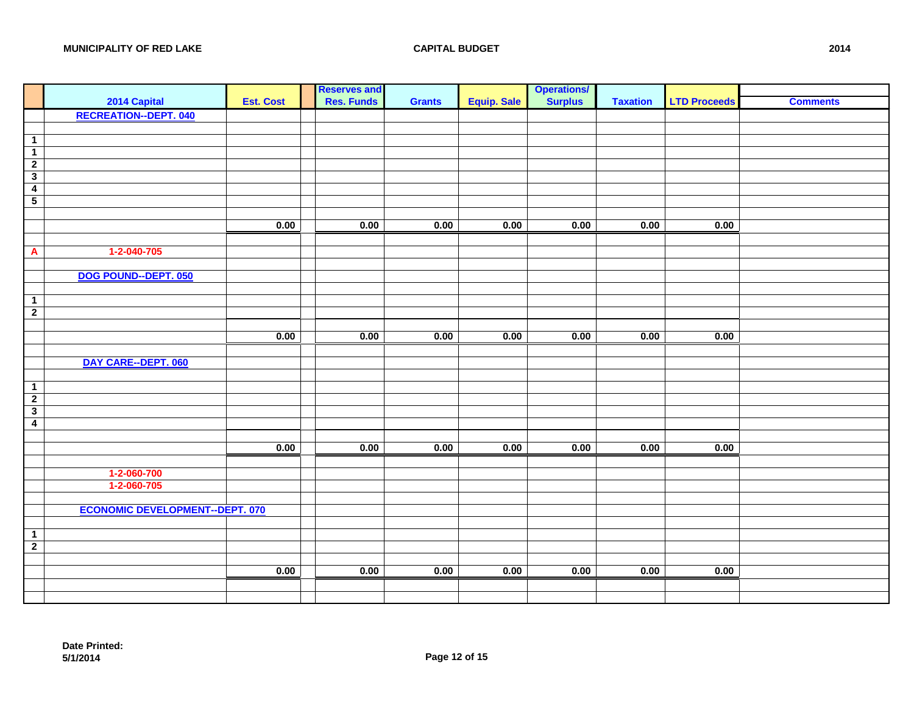**MUNICIPALITY OF RED LAKE** | **CAPITAL BUDGET** | **2014**

| | 2014 Capital | Est. Cost | | Reserves and Res. Funds | Grants | Equip. Sale | Operations/ Surplus | Taxation | LTD Proceeds | Comments |
|---|---|---|---|---|---|---|---|---|---|---|
| | **RECREATION--DEPT. 040** | | | | | | | | | |
| | | | | | | | | | | |
| 1 | | | | | | | | | | |
| 1 | | | | | | | | | | |
| 2 | | | | | | | | | | |
| 3 | | | | | | | | | | |
| 4 | | | | | | | | | | |
| 5 | | | | | | | | | | |
| | | | | | | | | | | |
| | | 0.00 | | 0.00 | 0.00 | 0.00 | 0.00 | 0.00 | 0.00 | |
| | | | | | | | | | | |
| A | 1-2-040-705 | | | | | | | | | |
| | | | | | | | | | | |
| | **DOG POUND--DEPT. 050** | | | | | | | | | |
| | | | | | | | | | | |
| 1 | | | | | | | | | | |
| 2 | | | | | | | | | | |
| | | | | | | | | | | |
| | | 0.00 | | 0.00 | 0.00 | 0.00 | 0.00 | 0.00 | 0.00 | |
| | | | | | | | | | | |
| | **DAY CARE--DEPT. 060** | | | | | | | | | |
| | | | | | | | | | | |
| 1 | | | | | | | | | | |
| 2 | | | | | | | | | | |
| 3 | | | | | | | | | | |
| 4 | | | | | | | | | | |
| | | | | | | | | | | |
| | | 0.00 | | 0.00 | 0.00 | 0.00 | 0.00 | 0.00 | 0.00 | |
| | | | | | | | | | | |
| | 1-2-060-700 | | | | | | | | | |
| | 1-2-060-705 | | | | | | | | | |
| | | | | | | | | | | |
| | **ECONOMIC DEVELOPMENT--DEPT. 070** | | | | | | | | | |
| | | | | | | | | | | |
| 1 | | | | | | | | | | |
| 2 | | | | | | | | | | |
| | | | | | | | | | | |
| | | 0.00 | | 0.00 | 0.00 | 0.00 | 0.00 | 0.00 | 0.00 | |
| | | | | | | | | | | |
| | | | | | | | | | | |

**Date Printed:**
**5/1/2014**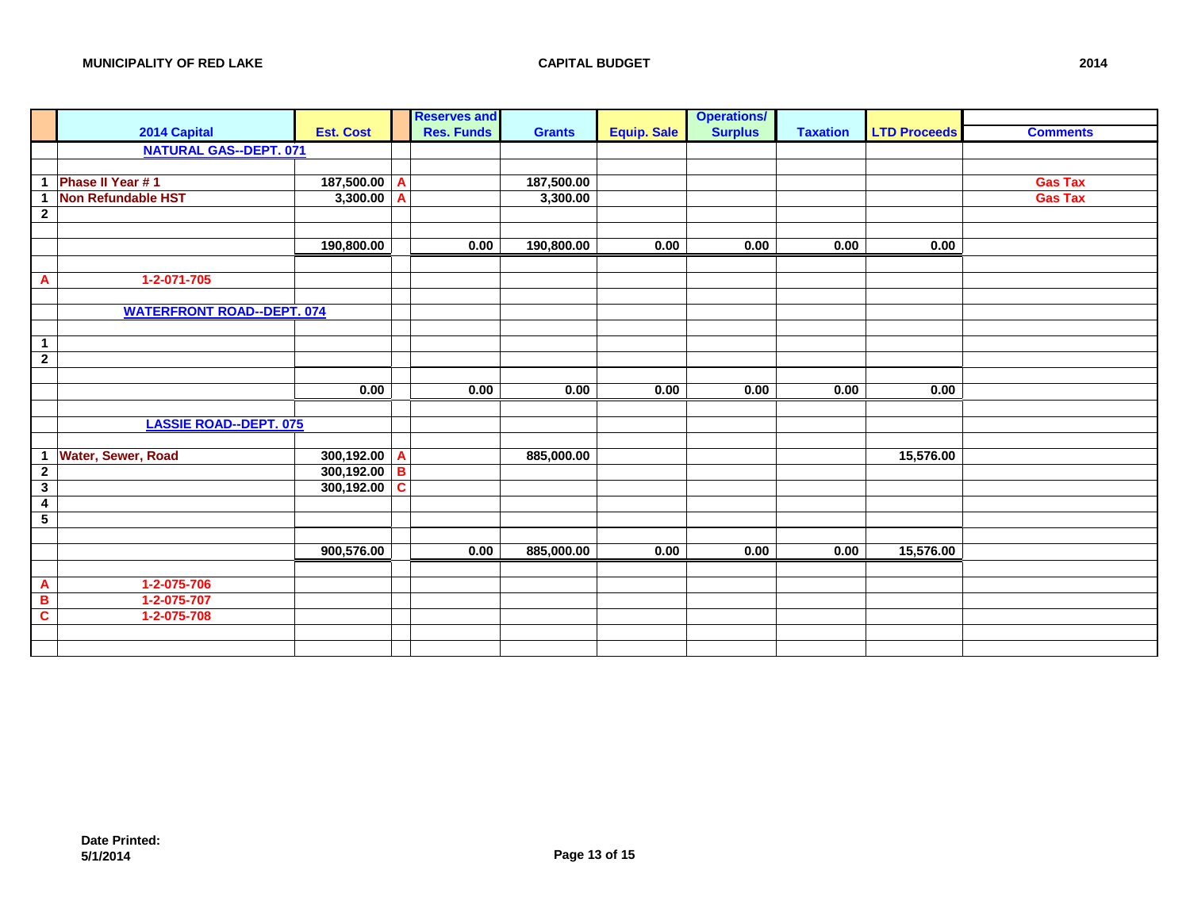MUNICIPALITY OF RED LAKE — CAPITAL BUDGET — 2014

| | 2014 Capital | Est. Cost | | Reserves and Res. Funds | Grants | Equip. Sale | Operations/ Surplus | Taxation | LTD Proceeds | Comments |
|---|---|---|---|---|---|---|---|---|---|---|
| | NATURAL GAS--DEPT. 071 | | | | | | | | | |
| | | | | | | | | | | |
| 1 | Phase II Year # 1 | 187,500.00 | A | | 187,500.00 | | | | | Gas Tax |
| 1 | Non Refundable HST | 3,300.00 | A | | 3,300.00 | | | | | Gas Tax |
| 2 | | | | | | | | | | |
| | | | | | | | | | | |
| | | 190,800.00 | | 0.00 | 190,800.00 | 0.00 | 0.00 | 0.00 | 0.00 | |
| | | | | | | | | | | |
| A | 1-2-071-705 | | | | | | | | | |
| | | | | | | | | | | |
| | WATERFRONT ROAD--DEPT. 074 | | | | | | | | | |
| | | | | | | | | | | |
| 1 | | | | | | | | | | |
| 2 | | | | | | | | | | |
| | | | | | | | | | | |
| | | 0.00 | | 0.00 | 0.00 | 0.00 | 0.00 | 0.00 | 0.00 | |
| | | | | | | | | | | |
| | LASSIE ROAD--DEPT. 075 | | | | | | | | | |
| | | | | | | | | | | |
| 1 | Water, Sewer, Road | 300,192.00 | A | | 885,000.00 | | | | 15,576.00 | |
| 2 | | 300,192.00 | B | | | | | | | |
| 3 | | 300,192.00 | C | | | | | | | |
| 4 | | | | | | | | | | |
| 5 | | | | | | | | | | |
| | | | | | | | | | | |
| | | 900,576.00 | | 0.00 | 885,000.00 | 0.00 | 0.00 | 0.00 | 15,576.00 | |
| | | | | | | | | | | |
| A | 1-2-075-706 | | | | | | | | | |
| B | 1-2-075-707 | | | | | | | | | |
| C | 1-2-075-708 | | | | | | | | | |

Date Printed:
5/1/2014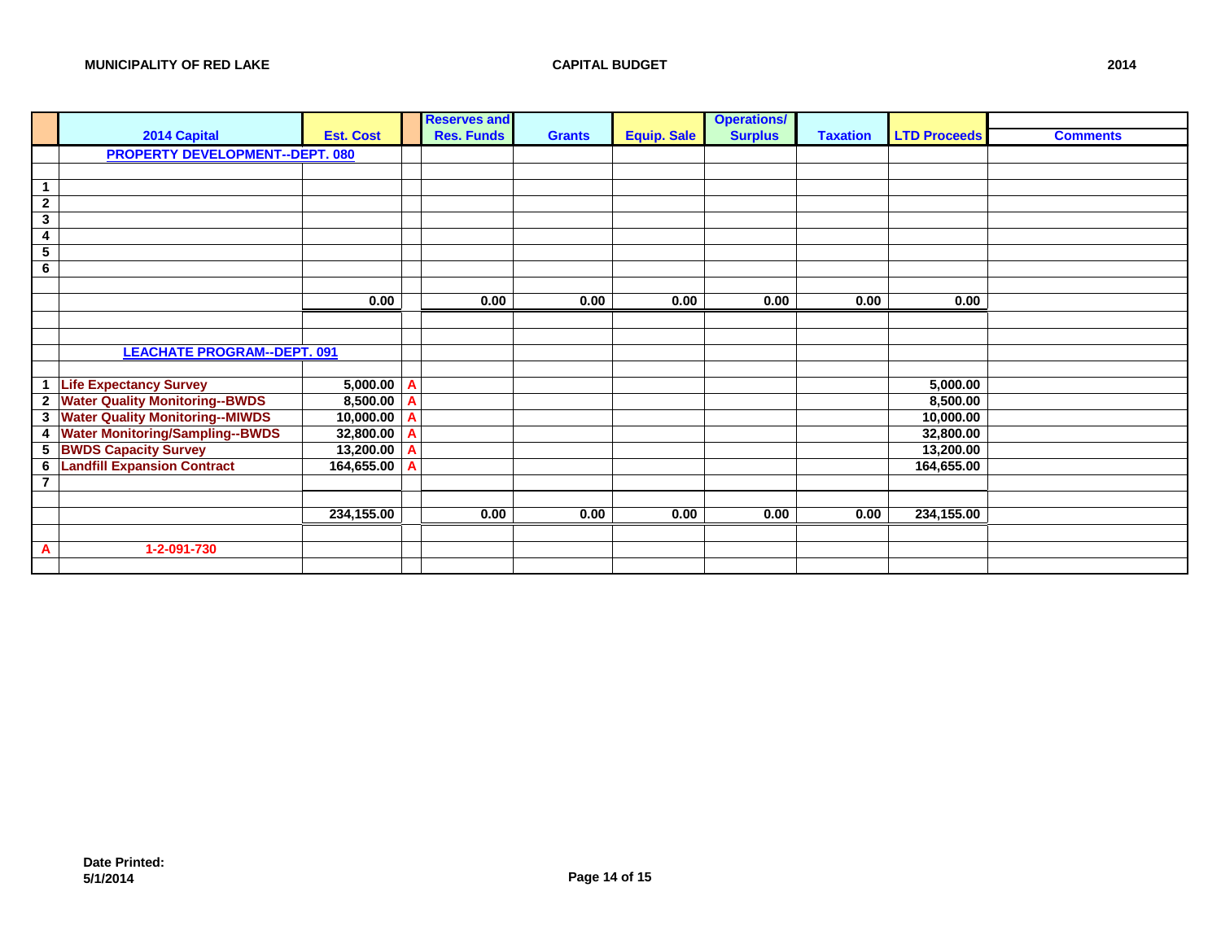**MUNICIPALITY OF RED LAKE** — **CAPITAL BUDGET** — **2014**

| | 2014 Capital | Est. Cost | | Reserves and Res. Funds | Grants | Equip. Sale | Operations/ Surplus | Taxation | LTD Proceeds | Comments |
|---|---|---|---|---|---|---|---|---|---|---|
| | **PROPERTY DEVELOPMENT--DEPT. 080** | | | | | | | | | |
| | | | | | | | | | | |
| 1 | | | | | | | | | | |
| 2 | | | | | | | | | | |
| 3 | | | | | | | | | | |
| 4 | | | | | | | | | | |
| 5 | | | | | | | | | | |
| 6 | | | | | | | | | | |
| | | | | | | | | | | |
| | | 0.00 | | 0.00 | 0.00 | 0.00 | 0.00 | 0.00 | 0.00 | |
| | | | | | | | | | | |
| | | | | | | | | | | |
| | **LEACHATE PROGRAM--DEPT. 091** | | | | | | | | | |
| | | | | | | | | | | |
| 1 | Life Expectancy Survey | 5,000.00 | A | | | | | | 5,000.00 | |
| 2 | Water Quality Monitoring--BWDS | 8,500.00 | A | | | | | | 8,500.00 | |
| 3 | Water Quality Monitoring--MIWDS | 10,000.00 | A | | | | | | 10,000.00 | |
| 4 | Water Monitoring/Sampling--BWDS | 32,800.00 | A | | | | | | 32,800.00 | |
| 5 | BWDS Capacity Survey | 13,200.00 | A | | | | | | 13,200.00 | |
| 6 | Landfill Expansion Contract | 164,655.00 | A | | | | | | 164,655.00 | |
| 7 | | | | | | | | | | |
| | | | | | | | | | | |
| | | 234,155.00 | | 0.00 | 0.00 | 0.00 | 0.00 | 0.00 | 234,155.00 | |
| | | | | | | | | | | |
| A | 1-2-091-730 | | | | | | | | | |
| | | | | | | | | | | |

**Date Printed:**
**5/1/2014**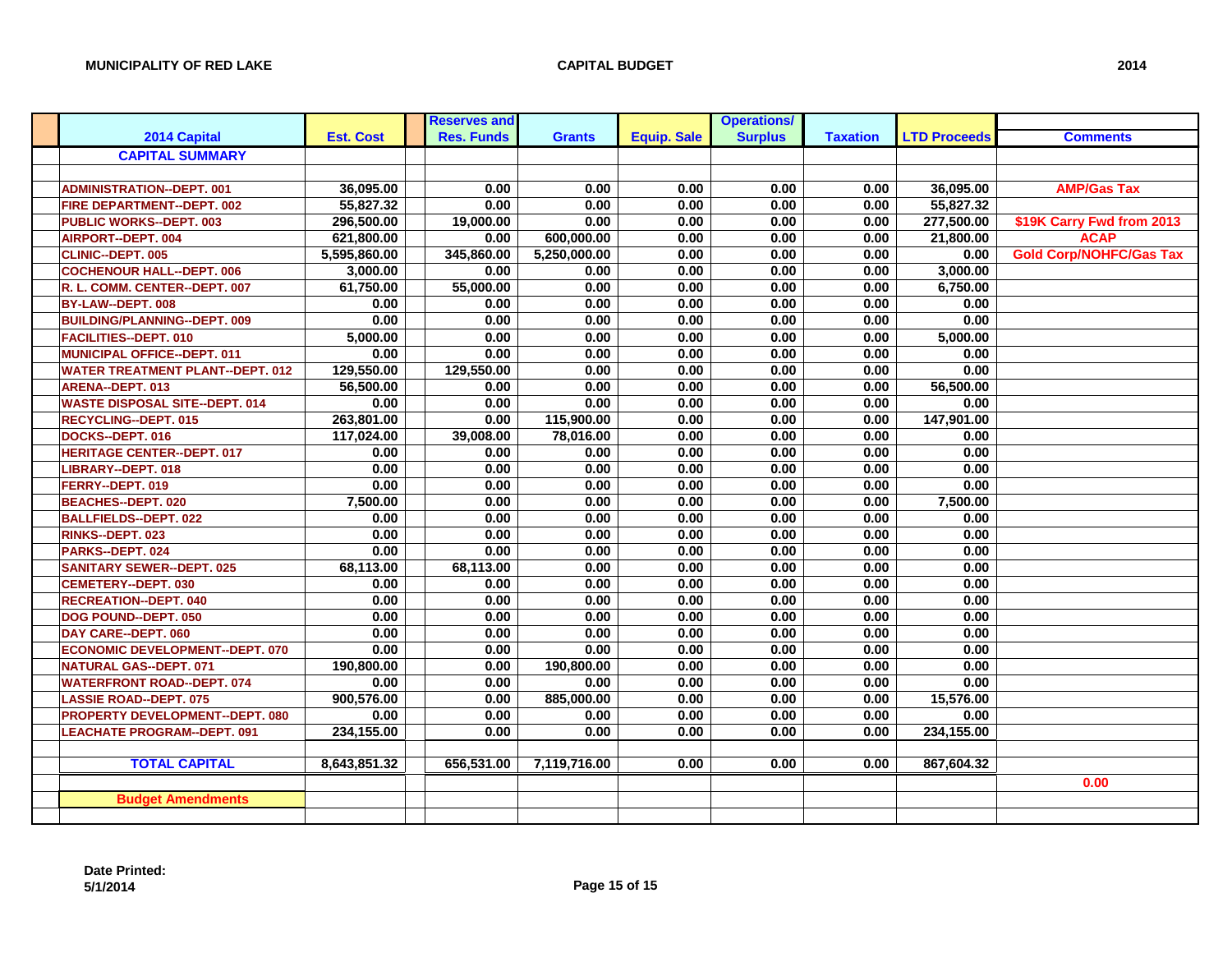**MUNICIPALITY OF RED LAKE** **CAPITAL BUDGET** **2014**

| 2014 Capital | Est. Cost | Reserves and Res. Funds | Grants | Equip. Sale | Operations/ Surplus | Taxation | LTD Proceeds | Comments |
|---|---|---|---|---|---|---|---|---|
| **CAPITAL SUMMARY** | | | | | | | | |
| | | | | | | | | |
| ADMINISTRATION--DEPT. 001 | 36,095.00 | 0.00 | 0.00 | 0.00 | 0.00 | 0.00 | 36,095.00 | AMP/Gas Tax |
| FIRE DEPARTMENT--DEPT. 002 | 55,827.32 | 0.00 | 0.00 | 0.00 | 0.00 | 0.00 | 55,827.32 | |
| PUBLIC WORKS--DEPT. 003 | 296,500.00 | 19,000.00 | 0.00 | 0.00 | 0.00 | 0.00 | 277,500.00 | $19K Carry Fwd from 2013 |
| AIRPORT--DEPT. 004 | 621,800.00 | 0.00 | 600,000.00 | 0.00 | 0.00 | 0.00 | 21,800.00 | ACAP |
| CLINIC--DEPT. 005 | 5,595,860.00 | 345,860.00 | 5,250,000.00 | 0.00 | 0.00 | 0.00 | 0.00 | Gold Corp/NOHFC/Gas Tax |
| COCHENOUR HALL--DEPT. 006 | 3,000.00 | 0.00 | 0.00 | 0.00 | 0.00 | 0.00 | 3,000.00 | |
| R. L. COMM. CENTER--DEPT. 007 | 61,750.00 | 55,000.00 | 0.00 | 0.00 | 0.00 | 0.00 | 6,750.00 | |
| BY-LAW--DEPT. 008 | 0.00 | 0.00 | 0.00 | 0.00 | 0.00 | 0.00 | 0.00 | |
| BUILDING/PLANNING--DEPT. 009 | 0.00 | 0.00 | 0.00 | 0.00 | 0.00 | 0.00 | 0.00 | |
| FACILITIES--DEPT. 010 | 5,000.00 | 0.00 | 0.00 | 0.00 | 0.00 | 0.00 | 5,000.00 | |
| MUNICIPAL OFFICE--DEPT. 011 | 0.00 | 0.00 | 0.00 | 0.00 | 0.00 | 0.00 | 0.00 | |
| WATER TREATMENT PLANT--DEPT. 012 | 129,550.00 | 129,550.00 | 0.00 | 0.00 | 0.00 | 0.00 | 0.00 | |
| ARENA--DEPT. 013 | 56,500.00 | 0.00 | 0.00 | 0.00 | 0.00 | 0.00 | 56,500.00 | |
| WASTE DISPOSAL SITE--DEPT. 014 | 0.00 | 0.00 | 0.00 | 0.00 | 0.00 | 0.00 | 0.00 | |
| RECYCLING--DEPT. 015 | 263,801.00 | 0.00 | 115,900.00 | 0.00 | 0.00 | 0.00 | 147,901.00 | |
| DOCKS--DEPT. 016 | 117,024.00 | 39,008.00 | 78,016.00 | 0.00 | 0.00 | 0.00 | 0.00 | |
| HERITAGE CENTER--DEPT. 017 | 0.00 | 0.00 | 0.00 | 0.00 | 0.00 | 0.00 | 0.00 | |
| LIBRARY--DEPT. 018 | 0.00 | 0.00 | 0.00 | 0.00 | 0.00 | 0.00 | 0.00 | |
| FERRY--DEPT. 019 | 0.00 | 0.00 | 0.00 | 0.00 | 0.00 | 0.00 | 0.00 | |
| BEACHES--DEPT. 020 | 7,500.00 | 0.00 | 0.00 | 0.00 | 0.00 | 0.00 | 7,500.00 | |
| BALLFIELDS--DEPT. 022 | 0.00 | 0.00 | 0.00 | 0.00 | 0.00 | 0.00 | 0.00 | |
| RINKS--DEPT. 023 | 0.00 | 0.00 | 0.00 | 0.00 | 0.00 | 0.00 | 0.00 | |
| PARKS--DEPT. 024 | 0.00 | 0.00 | 0.00 | 0.00 | 0.00 | 0.00 | 0.00 | |
| SANITARY SEWER--DEPT. 025 | 68,113.00 | 68,113.00 | 0.00 | 0.00 | 0.00 | 0.00 | 0.00 | |
| CEMETERY--DEPT. 030 | 0.00 | 0.00 | 0.00 | 0.00 | 0.00 | 0.00 | 0.00 | |
| RECREATION--DEPT. 040 | 0.00 | 0.00 | 0.00 | 0.00 | 0.00 | 0.00 | 0.00 | |
| DOG POUND--DEPT. 050 | 0.00 | 0.00 | 0.00 | 0.00 | 0.00 | 0.00 | 0.00 | |
| DAY CARE--DEPT. 060 | 0.00 | 0.00 | 0.00 | 0.00 | 0.00 | 0.00 | 0.00 | |
| ECONOMIC DEVELOPMENT--DEPT. 070 | 0.00 | 0.00 | 0.00 | 0.00 | 0.00 | 0.00 | 0.00 | |
| NATURAL GAS--DEPT. 071 | 190,800.00 | 0.00 | 190,800.00 | 0.00 | 0.00 | 0.00 | 0.00 | |
| WATERFRONT ROAD--DEPT. 074 | 0.00 | 0.00 | 0.00 | 0.00 | 0.00 | 0.00 | 0.00 | |
| LASSIE ROAD--DEPT. 075 | 900,576.00 | 0.00 | 885,000.00 | 0.00 | 0.00 | 0.00 | 15,576.00 | |
| PROPERTY DEVELOPMENT--DEPT. 080 | 0.00 | 0.00 | 0.00 | 0.00 | 0.00 | 0.00 | 0.00 | |
| LEACHATE PROGRAM--DEPT. 091 | 234,155.00 | 0.00 | 0.00 | 0.00 | 0.00 | 0.00 | 234,155.00 | |
| | | | | | | | | |
| **TOTAL CAPITAL** | 8,643,851.32 | 656,531.00 | 7,119,716.00 | 0.00 | 0.00 | 0.00 | 867,604.32 | |
| | | | | | | | | 0.00 |
| **Budget Amendments** | | | | | | | | |
| | | | | | | | | |

**Date Printed:**
**5/1/2014**